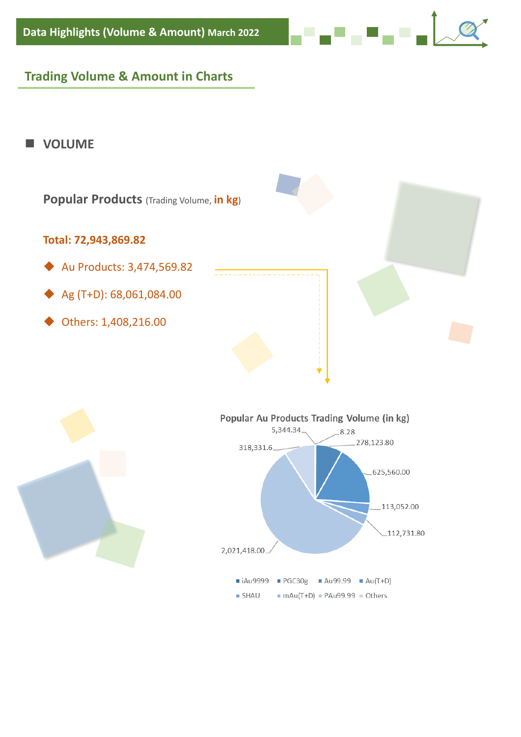# Data Highlights (Volume & Amount) March 2022

## Trading Volume & Amount in Charts

### VOLUME

**Popular Products** (Trading Volume, **in kg**)

**Total: 72,943,869.82**

- Au Products: 3,474,569.82
- Ag (T+D): 68,061,084.00
- Others: 1,408,216.00

**Popular Au Products Trading Volume (in kg)**

5,344.34
8.28
278,123.80
318,331.6
625,560.00
113,052.00
112,731.80
2,021,418.00

iAu9999 | PGC30g | Au99.99 | Au(T+D) | SHAU | mAu(T+D) | PAu99.99 | Others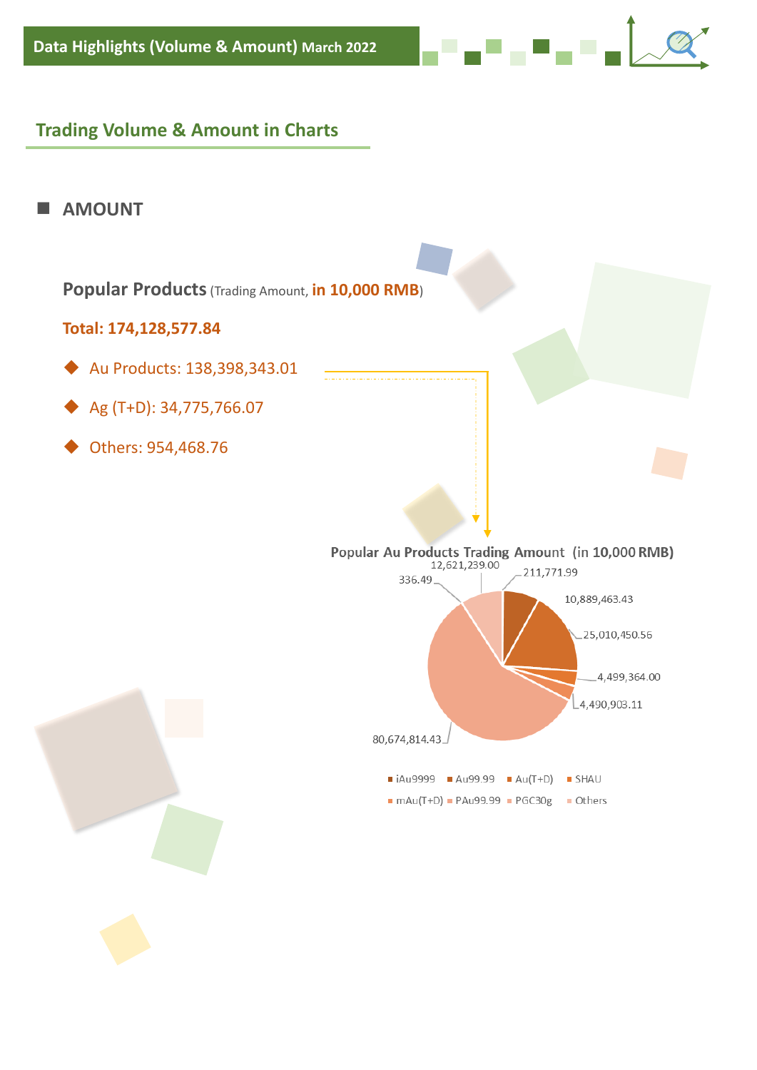## Data Highlights (Volume & Amount) March 2022

### Trading Volume & Amount in Charts

#### AMOUNT

**Popular Products** (Trading Amount, **in 10,000 RMB**)

**Total: 174,128,577.84**

- Au Products: 138,398,343.01
- Ag (T+D): 34,775,766.07
- Others: 954,468.76

**Popular Au Products Trading Amount (in 10,000 RMB)**

| Product | Amount |
|---|---|
| iAu9999 | 211,771.99 |
| Au99.99 | 10,889,463.43 |
| Au(T+D) | 25,010,450.56 |
| SHAU | 4,499,364.00 |
| mAu(T+D) | 4,490,903.11 |
| PAu99.99 | 80,674,814.43 |
| PGC30g | 336.49 |
| Others | 12,621,239.00 |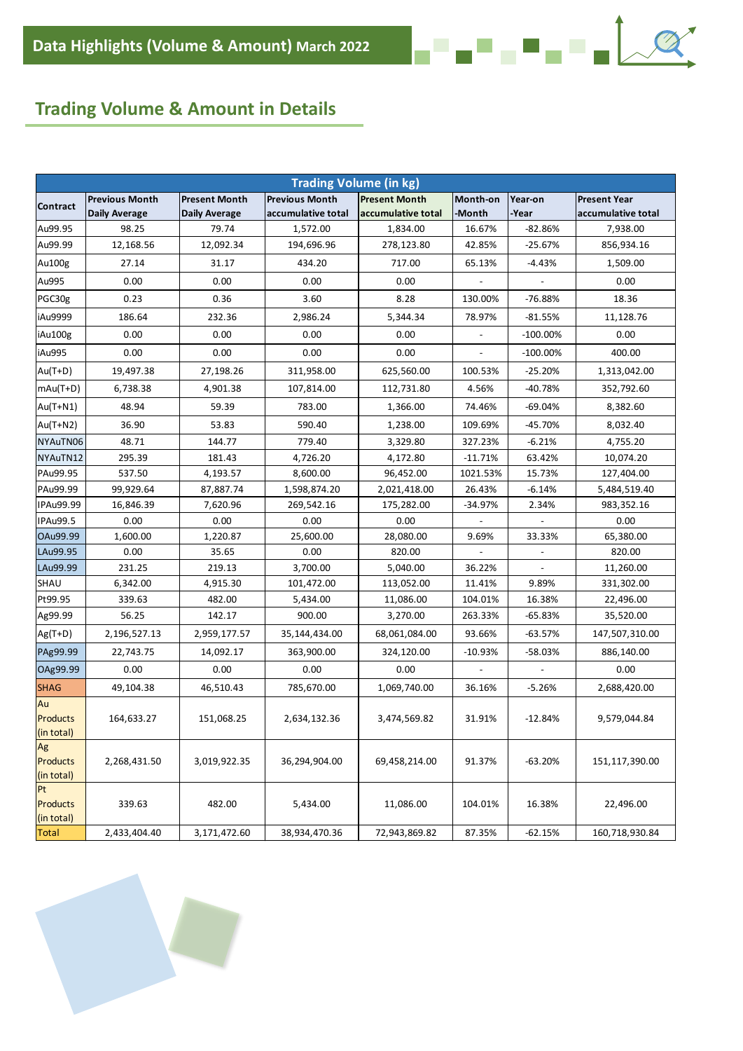## Data Highlights (Volume & Amount) March 2022

## Trading Volume & Amount in Details

| Trading Volume (in kg) | | | | | | | |
|---|---|---|---|---|---|---|---|
| Contract | Previous Month Daily Average | Present Month Daily Average | Previous Month accumulative total | Present Month accumulative total | Month-on-Month | Year-on-Year | Present Year accumulative total |
| Au99.95 | 98.25 | 79.74 | 1,572.00 | 1,834.00 | 16.67% | -82.86% | 7,938.00 |
| Au99.99 | 12,168.56 | 12,092.34 | 194,696.96 | 278,123.80 | 42.85% | -25.67% | 856,934.16 |
| Au100g | 27.14 | 31.17 | 434.20 | 717.00 | 65.13% | -4.43% | 1,509.00 |
| Au995 | 0.00 | 0.00 | 0.00 | 0.00 | - | - | 0.00 |
| PGC30g | 0.23 | 0.36 | 3.60 | 8.28 | 130.00% | -76.88% | 18.36 |
| iAu9999 | 186.64 | 232.36 | 2,986.24 | 5,344.34 | 78.97% | -81.55% | 11,128.76 |
| iAu100g | 0.00 | 0.00 | 0.00 | 0.00 | - | -100.00% | 0.00 |
| iAu995 | 0.00 | 0.00 | 0.00 | 0.00 | - | -100.00% | 400.00 |
| Au(T+D) | 19,497.38 | 27,198.26 | 311,958.00 | 625,560.00 | 100.53% | -25.20% | 1,313,042.00 |
| mAu(T+D) | 6,738.38 | 4,901.38 | 107,814.00 | 112,731.80 | 4.56% | -40.78% | 352,792.60 |
| Au(T+N1) | 48.94 | 59.39 | 783.00 | 1,366.00 | 74.46% | -69.04% | 8,382.60 |
| Au(T+N2) | 36.90 | 53.83 | 590.40 | 1,238.00 | 109.69% | -45.70% | 8,032.40 |
| NYAuTN06 | 48.71 | 144.77 | 779.40 | 3,329.80 | 327.23% | -6.21% | 4,755.20 |
| NYAuTN12 | 295.39 | 181.43 | 4,726.20 | 4,172.80 | -11.71% | 63.42% | 10,074.20 |
| PAu99.95 | 537.50 | 4,193.57 | 8,600.00 | 96,452.00 | 1021.53% | 15.73% | 127,404.00 |
| PAu99.99 | 99,929.64 | 87,887.74 | 1,598,874.20 | 2,021,418.00 | 26.43% | -6.14% | 5,484,519.40 |
| IPAu99.99 | 16,846.39 | 7,620.96 | 269,542.16 | 175,282.00 | -34.97% | 2.34% | 983,352.16 |
| IPAu99.5 | 0.00 | 0.00 | 0.00 | 0.00 | - | - | 0.00 |
| OAu99.99 | 1,600.00 | 1,220.87 | 25,600.00 | 28,080.00 | 9.69% | 33.33% | 65,380.00 |
| LAu99.95 | 0.00 | 35.65 | 0.00 | 820.00 | - | - | 820.00 |
| LAu99.99 | 231.25 | 219.13 | 3,700.00 | 5,040.00 | 36.22% | - | 11,260.00 |
| SHAU | 6,342.00 | 4,915.30 | 101,472.00 | 113,052.00 | 11.41% | 9.89% | 331,302.00 |
| Pt99.95 | 339.63 | 482.00 | 5,434.00 | 11,086.00 | 104.01% | 16.38% | 22,496.00 |
| Ag99.99 | 56.25 | 142.17 | 900.00 | 3,270.00 | 263.33% | -65.83% | 35,520.00 |
| Ag(T+D) | 2,196,527.13 | 2,959,177.57 | 35,144,434.00 | 68,061,084.00 | 93.66% | -63.57% | 147,507,310.00 |
| PAg99.99 | 22,743.75 | 14,092.17 | 363,900.00 | 324,120.00 | -10.93% | -58.03% | 886,140.00 |
| OAg99.99 | 0.00 | 0.00 | 0.00 | 0.00 | - | - | 0.00 |
| SHAG | 49,104.38 | 46,510.43 | 785,670.00 | 1,069,740.00 | 36.16% | -5.26% | 2,688,420.00 |
| Au Products (in total) | 164,633.27 | 151,068.25 | 2,634,132.36 | 3,474,569.82 | 31.91% | -12.84% | 9,579,044.84 |
| Ag Products (in total) | 2,268,431.50 | 3,019,922.35 | 36,294,904.00 | 69,458,214.00 | 91.37% | -63.20% | 151,117,390.00 |
| Pt Products (in total) | 339.63 | 482.00 | 5,434.00 | 11,086.00 | 104.01% | 16.38% | 22,496.00 |
| Total | 2,433,404.40 | 3,171,472.60 | 38,934,470.36 | 72,943,869.82 | 87.35% | -62.15% | 160,718,930.84 |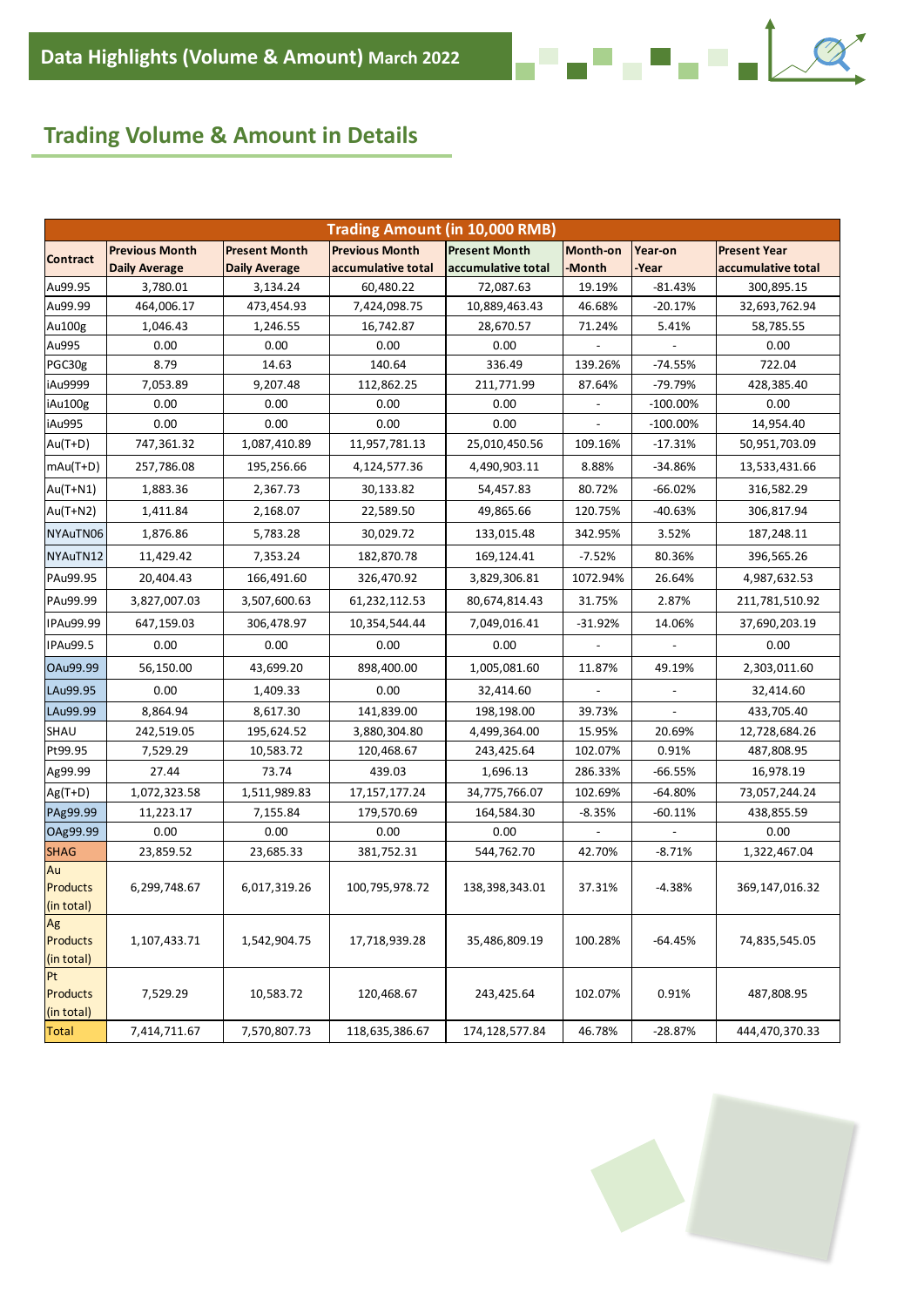# Data Highlights (Volume & Amount) March 2022

## Trading Volume & Amount in Details

| Trading Amount (in 10,000 RMB) | | | | | | | |
|---|---|---|---|---|---|---|---|
| Contract | Previous Month Daily Average | Present Month Daily Average | Previous Month accumulative total | Present Month accumulative total | Month-on-Month | Year-on-Year | Present Year accumulative total |
| Au99.95 | 3,780.01 | 3,134.24 | 60,480.22 | 72,087.63 | 19.19% | -81.43% | 300,895.15 |
| Au99.99 | 464,006.17 | 473,454.93 | 7,424,098.75 | 10,889,463.43 | 46.68% | -20.17% | 32,693,762.94 |
| Au100g | 1,046.43 | 1,246.55 | 16,742.87 | 28,670.57 | 71.24% | 5.41% | 58,785.55 |
| Au995 | 0.00 | 0.00 | 0.00 | 0.00 | - | - | 0.00 |
| PGC30g | 8.79 | 14.63 | 140.64 | 336.49 | 139.26% | -74.55% | 722.04 |
| iAu9999 | 7,053.89 | 9,207.48 | 112,862.25 | 211,771.99 | 87.64% | -79.79% | 428,385.40 |
| iAu100g | 0.00 | 0.00 | 0.00 | 0.00 | - | -100.00% | 0.00 |
| iAu995 | 0.00 | 0.00 | 0.00 | 0.00 | - | -100.00% | 14,954.40 |
| Au(T+D) | 747,361.32 | 1,087,410.89 | 11,957,781.13 | 25,010,450.56 | 109.16% | -17.31% | 50,951,703.09 |
| mAu(T+D) | 257,786.08 | 195,256.66 | 4,124,577.36 | 4,490,903.11 | 8.88% | -34.86% | 13,533,431.66 |
| Au(T+N1) | 1,883.36 | 2,367.73 | 30,133.82 | 54,457.83 | 80.72% | -66.02% | 316,582.29 |
| Au(T+N2) | 1,411.84 | 2,168.07 | 22,589.50 | 49,865.66 | 120.75% | -40.63% | 306,817.94 |
| NYAuTN06 | 1,876.86 | 5,783.28 | 30,029.72 | 133,015.48 | 342.95% | 3.52% | 187,248.11 |
| NYAuTN12 | 11,429.42 | 7,353.24 | 182,870.78 | 169,124.41 | -7.52% | 80.36% | 396,565.26 |
| PAu99.95 | 20,404.43 | 166,491.60 | 326,470.92 | 3,829,306.81 | 1072.94% | 26.64% | 4,987,632.53 |
| PAu99.99 | 3,827,007.03 | 3,507,600.63 | 61,232,112.53 | 80,674,814.43 | 31.75% | 2.87% | 211,781,510.92 |
| IPAu99.99 | 647,159.03 | 306,478.97 | 10,354,544.44 | 7,049,016.41 | -31.92% | 14.06% | 37,690,203.19 |
| IPAu99.5 | 0.00 | 0.00 | 0.00 | 0.00 | - | - | 0.00 |
| OAu99.99 | 56,150.00 | 43,699.20 | 898,400.00 | 1,005,081.60 | 11.87% | 49.19% | 2,303,011.60 |
| LAu99.95 | 0.00 | 1,409.33 | 0.00 | 32,414.60 | - | - | 32,414.60 |
| LAu99.99 | 8,864.94 | 8,617.30 | 141,839.00 | 198,198.00 | 39.73% | - | 433,705.40 |
| SHAU | 242,519.05 | 195,624.52 | 3,880,304.80 | 4,499,364.00 | 15.95% | 20.69% | 12,728,684.26 |
| Pt99.95 | 7,529.29 | 10,583.72 | 120,468.67 | 243,425.64 | 102.07% | 0.91% | 487,808.95 |
| Ag99.99 | 27.44 | 73.74 | 439.03 | 1,696.13 | 286.33% | -66.55% | 16,978.19 |
| Ag(T+D) | 1,072,323.58 | 1,511,989.83 | 17,157,177.24 | 34,775,766.07 | 102.69% | -64.80% | 73,057,244.24 |
| PAg99.99 | 11,223.17 | 7,155.84 | 179,570.69 | 164,584.30 | -8.35% | -60.11% | 438,855.59 |
| OAg99.99 | 0.00 | 0.00 | 0.00 | 0.00 | - | - | 0.00 |
| SHAG | 23,859.52 | 23,685.33 | 381,752.31 | 544,762.70 | 42.70% | -8.71% | 1,322,467.04 |
| Au Products (in total) | 6,299,748.67 | 6,017,319.26 | 100,795,978.72 | 138,398,343.01 | 37.31% | -4.38% | 369,147,016.32 |
| Ag Products (in total) | 1,107,433.71 | 1,542,904.75 | 17,718,939.28 | 35,486,809.19 | 100.28% | -64.45% | 74,835,545.05 |
| Pt Products (in total) | 7,529.29 | 10,583.72 | 120,468.67 | 243,425.64 | 102.07% | 0.91% | 487,808.95 |
| Total | 7,414,711.67 | 7,570,807.73 | 118,635,386.67 | 174,128,577.84 | 46.78% | -28.87% | 444,470,370.33 |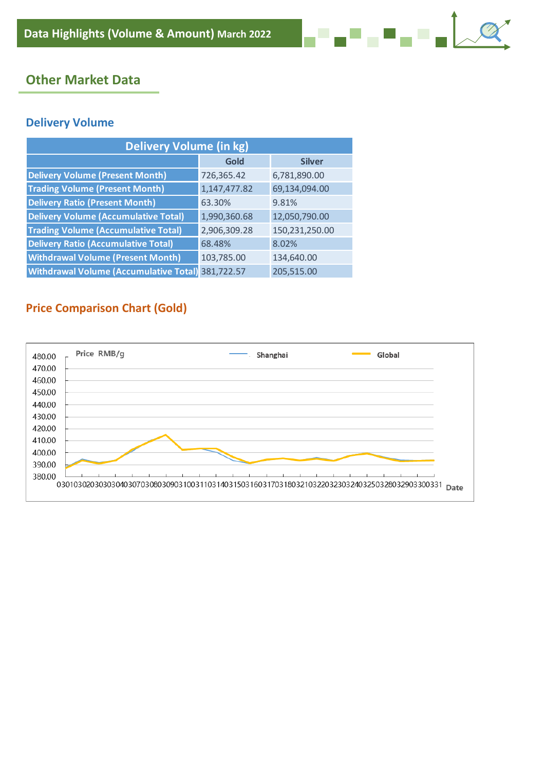# Data Highlights (Volume & Amount) March 2022

## Other Market Data

### Delivery Volume

| Delivery Volume (in kg) | | |
|---|---|---|
| | Gold | Silver |
| Delivery Volume (Present Month) | 726,365.42 | 6,781,890.00 |
| Trading Volume (Present Month) | 1,147,477.82 | 69,134,094.00 |
| Delivery Ratio (Present Month) | 63.30% | 9.81% |
| Delivery Volume (Accumulative Total) | 1,990,360.68 | 12,050,790.00 |
| Trading Volume (Accumulative Total) | 2,906,309.28 | 150,231,250.00 |
| Delivery Ratio (Accumulative Total) | 68.48% | 8.02% |
| Withdrawal Volume (Present Month) | 103,785.00 | 134,640.00 |
| Withdrawal Volume (Accumulative Total) | 381,722.57 | 205,515.00 |

### Price Comparison Chart (Gold)

Price RMB/g

Shanghai

Global

480.00
470.00
460.00
450.00
440.00
430.00
420.00
410.00
400.00
390.00
380.00

0301 0302 0303 0304 0307 0308 0309 0310 0311 0314 0315 0316 0317 0318 0321 0322 0323 0324 0325 0328 0329 0330 0331

Date